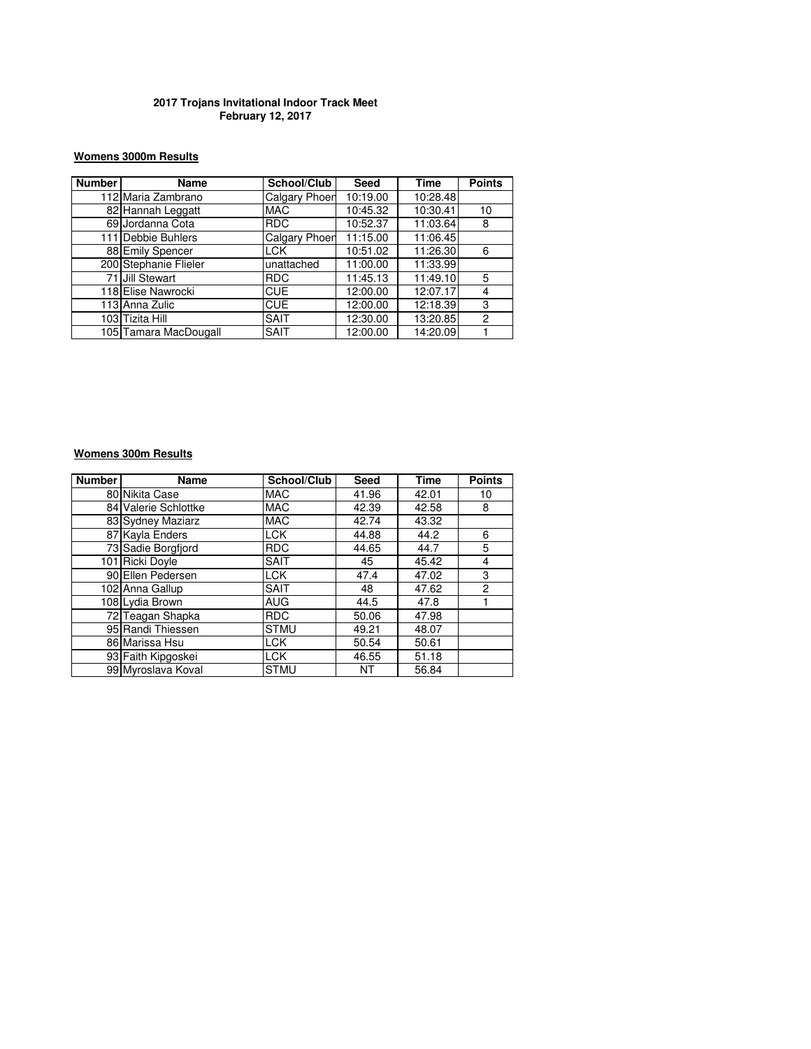**2017 Trojans Invitational Indoor Track Meet**
**February 12, 2017**

**Womens 3000m Results**

| Number | Name | School/Club | Seed | Time | Points |
|---|---|---|---|---|---|
| 112 | Maria Zambrano | Calgary Phoen | 10:19.00 | 10:28.48 | |
| 82 | Hannah Leggatt | MAC | 10:45.32 | 10:30.41 | 10 |
| 69 | Jordanna Cota | RDC | 10:52.37 | 11:03.64 | 8 |
| 111 | Debbie Buhlers | Calgary Phoen | 11:15.00 | 11:06.45 | |
| 88 | Emily Spencer | LCK | 10:51.02 | 11:26.30 | 6 |
| 200 | Stephanie Flieler | unattached | 11:00.00 | 11:33.99 | |
| 71 | Jill Stewart | RDC | 11:45.13 | 11:49.10 | 5 |
| 118 | Elise Nawrocki | CUE | 12:00.00 | 12:07.17 | 4 |
| 113 | Anna Zulic | CUE | 12:00.00 | 12:18.39 | 3 |
| 103 | Tizita Hill | SAIT | 12:30.00 | 13:20.85 | 2 |
| 105 | Tamara MacDougall | SAIT | 12:00.00 | 14:20.09 | 1 |

**Womens 300m Results**

| Number | Name | School/Club | Seed | Time | Points |
|---|---|---|---|---|---|
| 80 | Nikita Case | MAC | 41.96 | 42.01 | 10 |
| 84 | Valerie Schlottke | MAC | 42.39 | 42.58 | 8 |
| 83 | Sydney Maziarz | MAC | 42.74 | 43.32 | |
| 87 | Kayla Enders | LCK | 44.88 | 44.2 | 6 |
| 73 | Sadie Borgfjord | RDC | 44.65 | 44.7 | 5 |
| 101 | Ricki Doyle | SAIT | 45 | 45.42 | 4 |
| 90 | Ellen Pedersen | LCK | 47.4 | 47.02 | 3 |
| 102 | Anna Gallup | SAIT | 48 | 47.62 | 2 |
| 108 | Lydia Brown | AUG | 44.5 | 47.8 | 1 |
| 72 | Teagan Shapka | RDC | 50.06 | 47.98 | |
| 95 | Randi Thiessen | STMU | 49.21 | 48.07 | |
| 86 | Marissa Hsu | LCK | 50.54 | 50.61 | |
| 93 | Faith Kipgoskei | LCK | 46.55 | 51.18 | |
| 99 | Myroslava Koval | STMU | NT | 56.84 | |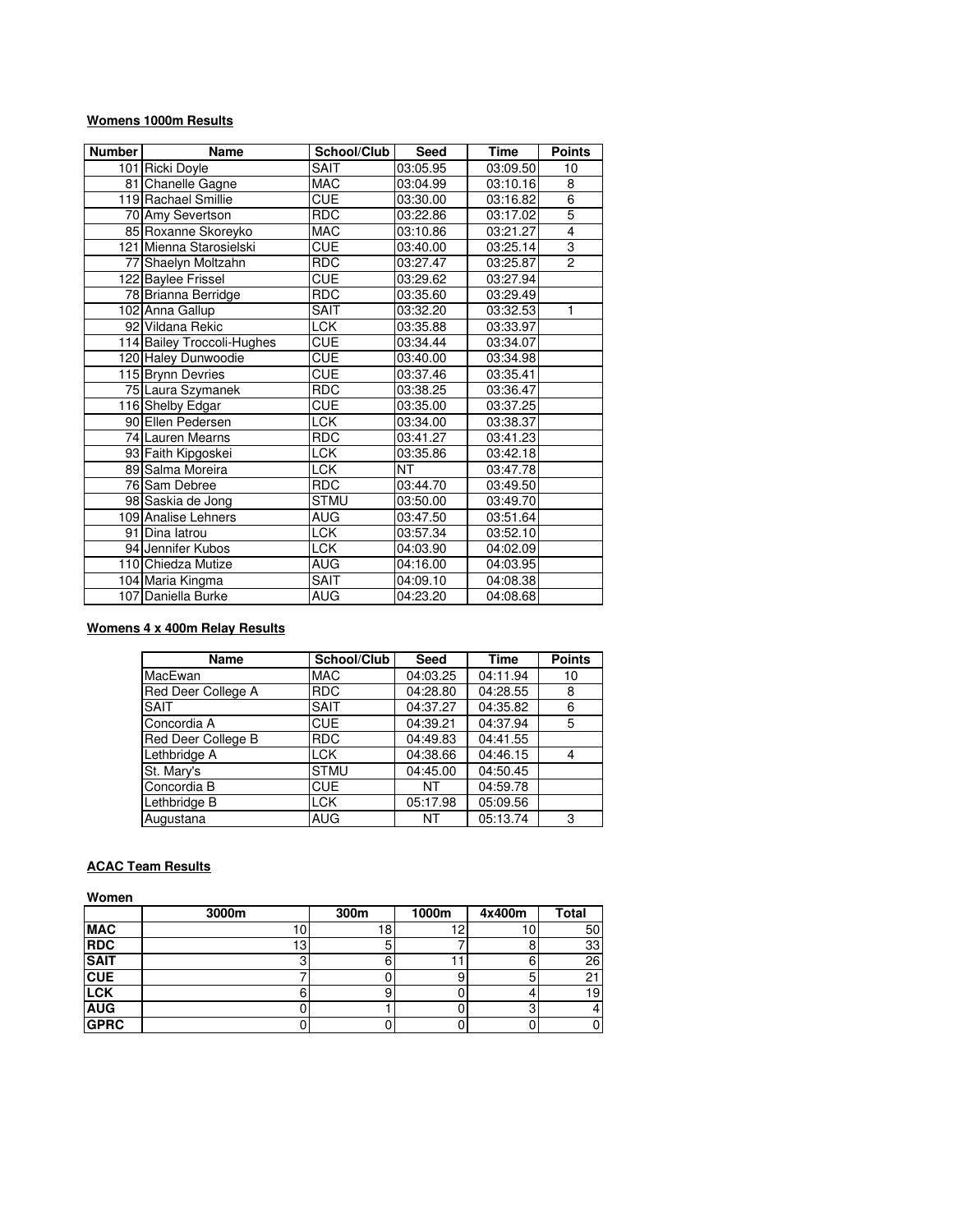**Womens 1000m Results**

| Number | Name | School/Club | Seed | Time | Points |
|---|---|---|---|---|---|
| 101 | Ricki Doyle | SAIT | 03:05.95 | 03:09.50 | 10 |
| 81 | Chanelle Gagne | MAC | 03:04.99 | 03:10.16 | 8 |
| 119 | Rachael Smillie | CUE | 03:30.00 | 03:16.82 | 6 |
| 70 | Amy Severtson | RDC | 03:22.86 | 03:17.02 | 5 |
| 85 | Roxanne Skoreyko | MAC | 03:10.86 | 03:21.27 | 4 |
| 121 | Mienna Starosielski | CUE | 03:40.00 | 03:25.14 | 3 |
| 77 | Shaelyn Moltzahn | RDC | 03:27.47 | 03:25.87 | 2 |
| 122 | Baylee Frissel | CUE | 03:29.62 | 03:27.94 | |
| 78 | Brianna Berridge | RDC | 03:35.60 | 03:29.49 | |
| 102 | Anna Gallup | SAIT | 03:32.20 | 03:32.53 | 1 |
| 92 | Vildana Rekic | LCK | 03:35.88 | 03:33.97 | |
| 114 | Bailey Troccoli-Hughes | CUE | 03:34.44 | 03:34.07 | |
| 120 | Haley Dunwoodie | CUE | 03:40.00 | 03:34.98 | |
| 115 | Brynn Devries | CUE | 03:37.46 | 03:35.41 | |
| 75 | Laura Szymanek | RDC | 03:38.25 | 03:36.47 | |
| 116 | Shelby Edgar | CUE | 03:35.00 | 03:37.25 | |
| 90 | Ellen Pedersen | LCK | 03:34.00 | 03:38.37 | |
| 74 | Lauren Mearns | RDC | 03:41.27 | 03:41.23 | |
| 93 | Faith Kipgoskei | LCK | 03:35.86 | 03:42.18 | |
| 89 | Salma Moreira | LCK | NT | 03:47.78 | |
| 76 | Sam Debree | RDC | 03:44.70 | 03:49.50 | |
| 98 | Saskia de Jong | STMU | 03:50.00 | 03:49.70 | |
| 109 | Analise Lehners | AUG | 03:47.50 | 03:51.64 | |
| 91 | Dina Iatrou | LCK | 03:57.34 | 03:52.10 | |
| 94 | Jennifer Kubos | LCK | 04:03.90 | 04:02.09 | |
| 110 | Chiedza Mutize | AUG | 04:16.00 | 04:03.95 | |
| 104 | Maria Kingma | SAIT | 04:09.10 | 04:08.38 | |
| 107 | Daniella Burke | AUG | 04:23.20 | 04:08.68 | |

**Womens 4 x 400m Relay Results**

| Name | School/Club | Seed | Time | Points |
|---|---|---|---|---|
| MacEwan | MAC | 04:03.25 | 04:11.94 | 10 |
| Red Deer College A | RDC | 04:28.80 | 04:28.55 | 8 |
| SAIT | SAIT | 04:37.27 | 04:35.82 | 6 |
| Concordia A | CUE | 04:39.21 | 04:37.94 | 5 |
| Red Deer College B | RDC | 04:49.83 | 04:41.55 | |
| Lethbridge A | LCK | 04:38.66 | 04:46.15 | 4 |
| St. Mary's | STMU | 04:45.00 | 04:50.45 | |
| Concordia B | CUE | NT | 04:59.78 | |
| Lethbridge B | LCK | 05:17.98 | 05:09.56 | |
| Augustana | AUG | NT | 05:13.74 | 3 |

**ACAC Team Results**

**Women**

| | 3000m | 300m | 1000m | 4x400m | Total |
|---|---|---|---|---|---|
| **MAC** | 10 | 18 | 12 | 10 | 50 |
| **RDC** | 13 | 5 | 7 | 8 | 33 |
| **SAIT** | 3 | 6 | 11 | 6 | 26 |
| **CUE** | 7 | 0 | 9 | 5 | 21 |
| **LCK** | 6 | 9 | 0 | 4 | 19 |
| **AUG** | 0 | 1 | 0 | 3 | 4 |
| **GPRC** | 0 | 0 | 0 | 0 | 0 |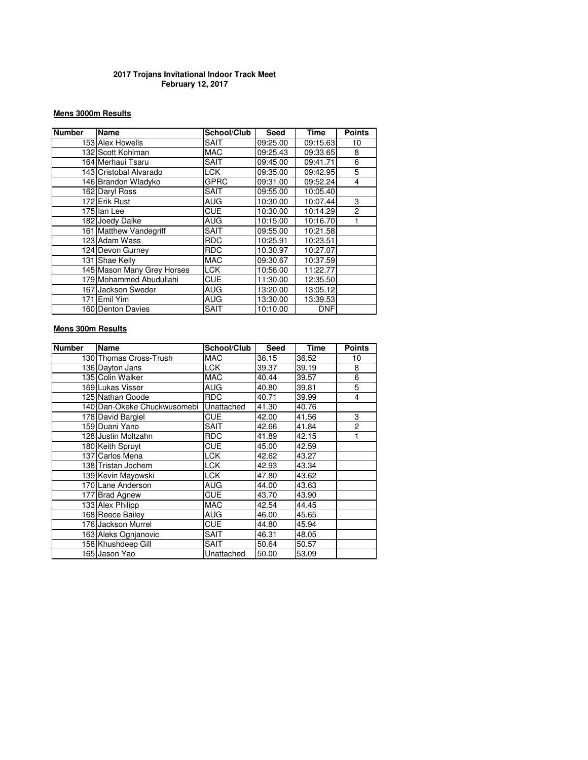**2017 Trojans Invitational Indoor Track Meet**
**February 12, 2017**

**Mens 3000m Results**

| Number | Name | School/Club | Seed | Time | Points |
|---|---|---|---|---|---|
| 153 | Alex Howells | SAIT | 09:25.00 | 09:15.63 | 10 |
| 132 | Scott Kohlman | MAC | 09:25.43 | 09:33.65 | 8 |
| 164 | Merhaui Tsaru | SAIT | 09:45.00 | 09:41.71 | 6 |
| 143 | Cristobal Alvarado | LCK | 09:35.00 | 09:42.95 | 5 |
| 146 | Brandon Wladyko | GPRC | 09:31.00 | 09:52.24 | 4 |
| 162 | Daryl Ross | SAIT | 09:55.00 | 10:05.40 | |
| 172 | Erik Rust | AUG | 10:30.00 | 10:07.44 | 3 |
| 175 | Ian Lee | CUE | 10:30.00 | 10:14.29 | 2 |
| 182 | Joedy Dalke | AUG | 10:15.00 | 10:16.70 | 1 |
| 161 | Matthew Vandegriff | SAIT | 09:55.00 | 10:21.58 | |
| 123 | Adam Wass | RDC | 10:25.91 | 10:23.51 | |
| 124 | Devon Gurney | RDC | 10.30.97 | 10:27.07 | |
| 131 | Shae Kelly | MAC | 09:30.67 | 10:37.59 | |
| 145 | Mason Many Grey Horses | LCK | 10:56.00 | 11:22.77 | |
| 179 | Mohammed Abudullahi | CUE | 11:30.00 | 12:35.50 | |
| 167 | Jackson Sweder | AUG | 13:20.00 | 13:05.12 | |
| 171 | Emil Yim | AUG | 13:30.00 | 13:39.53 | |
| 160 | Denton Davies | SAIT | 10:10.00 | DNF | |

**Mens 300m Results**

| Number | Name | School/Club | Seed | Time | Points |
|---|---|---|---|---|---|
| 130 | Thomas Cross-Trush | MAC | 36.15 | 36.52 | 10 |
| 136 | Dayton Jans | LCK | 39.37 | 39.19 | 8 |
| 135 | Colin Walker | MAC | 40.44 | 39.57 | 6 |
| 169 | Lukas Visser | AUG | 40.80 | 39.81 | 5 |
| 125 | Nathan Goode | RDC | 40.71 | 39.99 | 4 |
| 140 | Dan-Okeke Chuckwusomebi | Unattached | 41.30 | 40.76 | |
| 178 | David Bargiel | CUE | 42.00 | 41.56 | 3 |
| 159 | Duani Yano | SAIT | 42.66 | 41.84 | 2 |
| 128 | Justin Moltzahn | RDC | 41.89 | 42.15 | 1 |
| 180 | Keith Spruyt | CUE | 45.00 | 42.59 | |
| 137 | Carlos Mena | LCK | 42.62 | 43.27 | |
| 138 | Tristan Jochem | LCK | 42.93 | 43.34 | |
| 139 | Kevin Mayowski | LCK | 47.80 | 43.62 | |
| 170 | Lane Anderson | AUG | 44.00 | 43.63 | |
| 177 | Brad Agnew | CUE | 43.70 | 43.90 | |
| 133 | Alex Philipp | MAC | 42.54 | 44.45 | |
| 168 | Reece Bailey | AUG | 46.00 | 45.65 | |
| 176 | Jackson Murrel | CUE | 44.80 | 45.94 | |
| 163 | Aleks Ognjanovic | SAIT | 46.31 | 48.05 | |
| 158 | Khushdeep Gill | SAIT | 50.64 | 50.57 | |
| 165 | Jason Yao | Unattached | 50.00 | 53.09 | |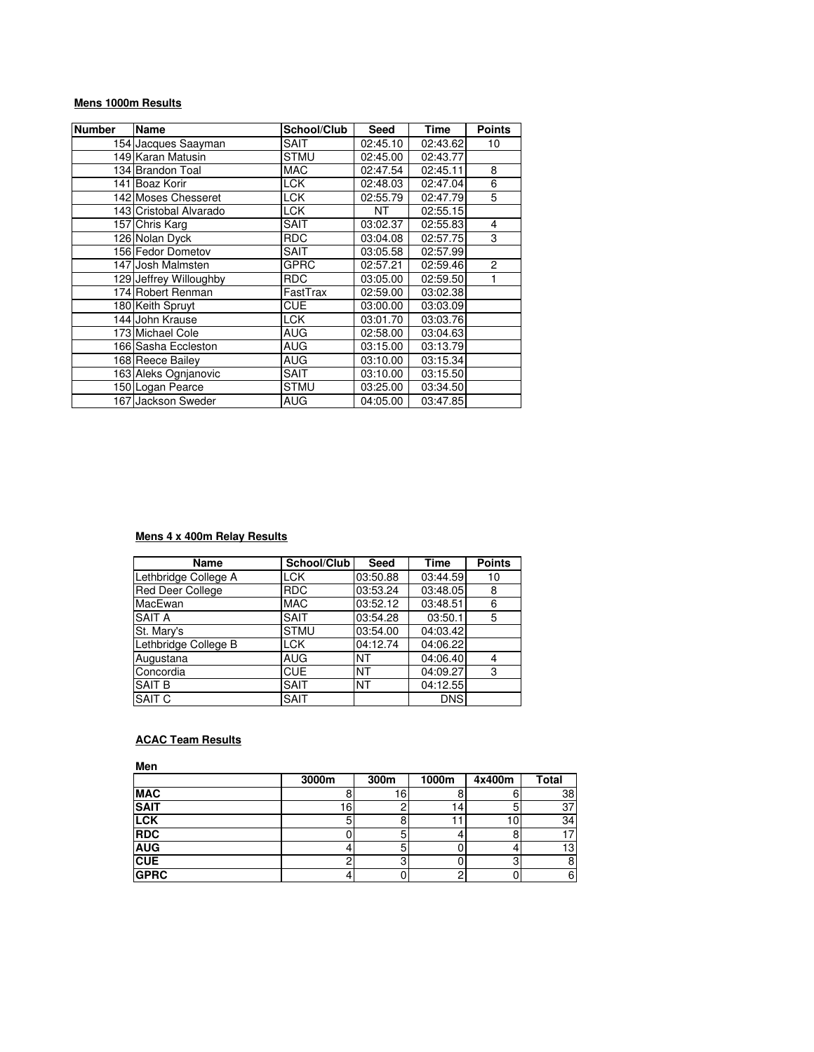**Mens 1000m Results**

| Number | Name | School/Club | Seed | Time | Points |
|---|---|---|---|---|---|
| 154 | Jacques Saayman | SAIT | 02:45.10 | 02:43.62 | 10 |
| 149 | Karan Matusin | STMU | 02:45.00 | 02:43.77 | |
| 134 | Brandon Toal | MAC | 02:47.54 | 02:45.11 | 8 |
| 141 | Boaz Korir | LCK | 02:48.03 | 02:47.04 | 6 |
| 142 | Moses Chesseret | LCK | 02:55.79 | 02:47.79 | 5 |
| 143 | Cristobal Alvarado | LCK | NT | 02:55.15 | |
| 157 | Chris Karg | SAIT | 03:02.37 | 02:55.83 | 4 |
| 126 | Nolan Dyck | RDC | 03:04.08 | 02:57.75 | 3 |
| 156 | Fedor Dometov | SAIT | 03:05.58 | 02:57.99 | |
| 147 | Josh Malmsten | GPRC | 02:57.21 | 02:59.46 | 2 |
| 129 | Jeffrey Willoughby | RDC | 03:05.00 | 02:59.50 | 1 |
| 174 | Robert Renman | FastTrax | 02:59.00 | 03:02.38 | |
| 180 | Keith Spruyt | CUE | 03:00.00 | 03:03.09 | |
| 144 | John Krause | LCK | 03:01.70 | 03:03.76 | |
| 173 | Michael Cole | AUG | 02:58.00 | 03:04.63 | |
| 166 | Sasha Eccleston | AUG | 03:15.00 | 03:13.79 | |
| 168 | Reece Bailey | AUG | 03:10.00 | 03:15.34 | |
| 163 | Aleks Ognjanovic | SAIT | 03:10.00 | 03:15.50 | |
| 150 | Logan Pearce | STMU | 03:25.00 | 03:34.50 | |
| 167 | Jackson Sweder | AUG | 04:05.00 | 03:47.85 | |

**Mens 4 x 400m Relay Results**

| Name | School/Club | Seed | Time | Points |
|---|---|---|---|---|
| Lethbridge College A | LCK | 03:50.88 | 03:44.59 | 10 |
| Red Deer College | RDC | 03:53.24 | 03:48.05 | 8 |
| MacEwan | MAC | 03:52.12 | 03:48.51 | 6 |
| SAIT A | SAIT | 03:54.28 | 03:50.1 | 5 |
| St. Mary's | STMU | 03:54.00 | 04:03.42 | |
| Lethbridge College B | LCK | 04:12.74 | 04:06.22 | |
| Augustana | AUG | NT | 04:06.40 | 4 |
| Concordia | CUE | NT | 04:09.27 | 3 |
| SAIT B | SAIT | NT | 04:12.55 | |
| SAIT C | SAIT | | DNS | |

**ACAC Team Results**

**Men**

| | 3000m | 300m | 1000m | 4x400m | Total |
|---|---|---|---|---|---|
| **MAC** | 8 | 16 | 8 | 6 | 38 |
| **SAIT** | 16 | 2 | 14 | 5 | 37 |
| **LCK** | 5 | 8 | 11 | 10 | 34 |
| **RDC** | 0 | 5 | 4 | 8 | 17 |
| **AUG** | 4 | 5 | 0 | 4 | 13 |
| **CUE** | 2 | 3 | 0 | 3 | 8 |
| **GPRC** | 4 | 0 | 2 | 0 | 6 |